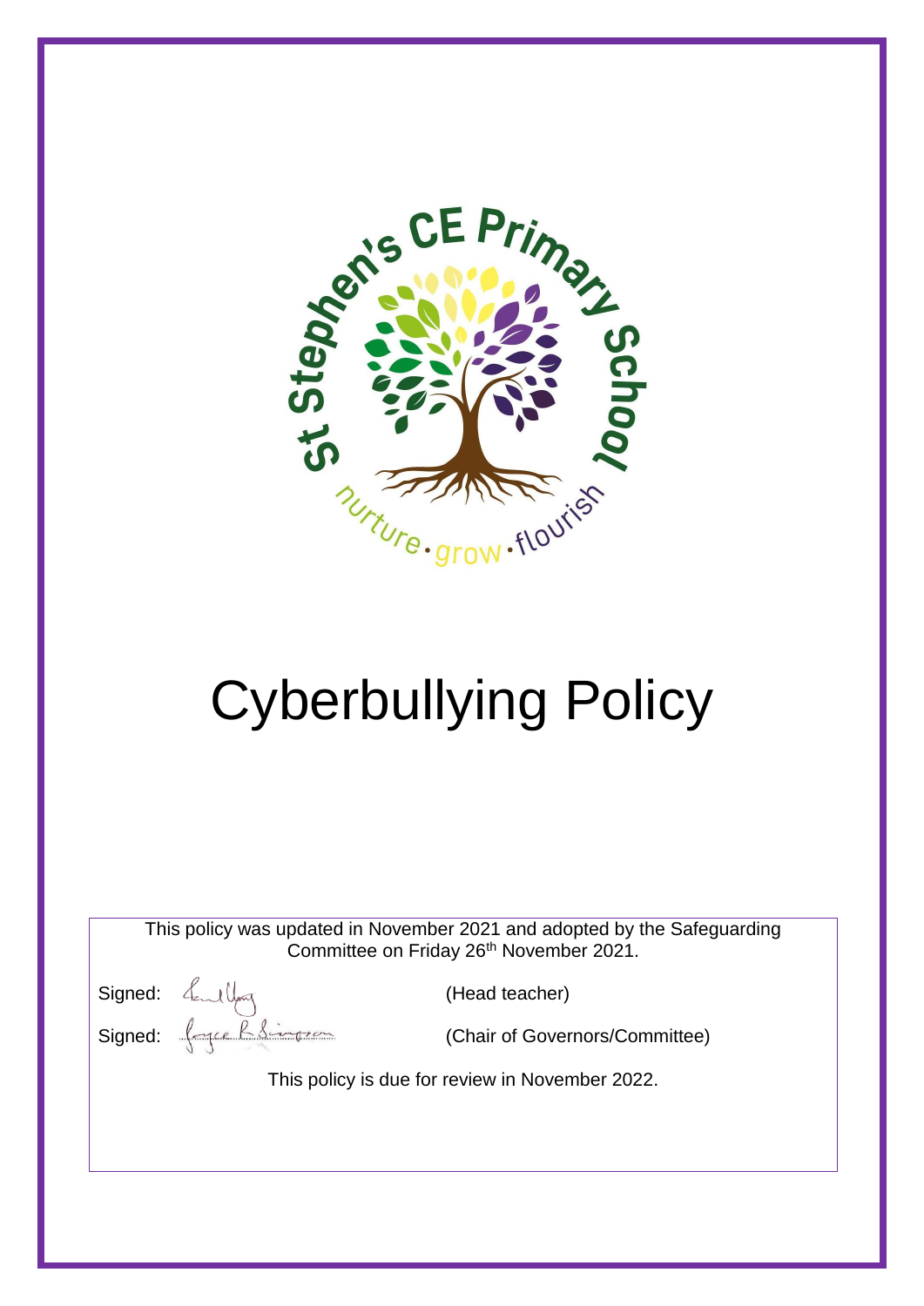St Stephen's CE Primary School

nurture · grow · flourish

# Cyberbullying Policy

This policy was updated in November 2021 and adopted by the Safeguarding Committee on Friday 26th November 2021.

Signed: (Head teacher)

Signed: (Chair of Governors/Committee)

This policy is due for review in November 2022.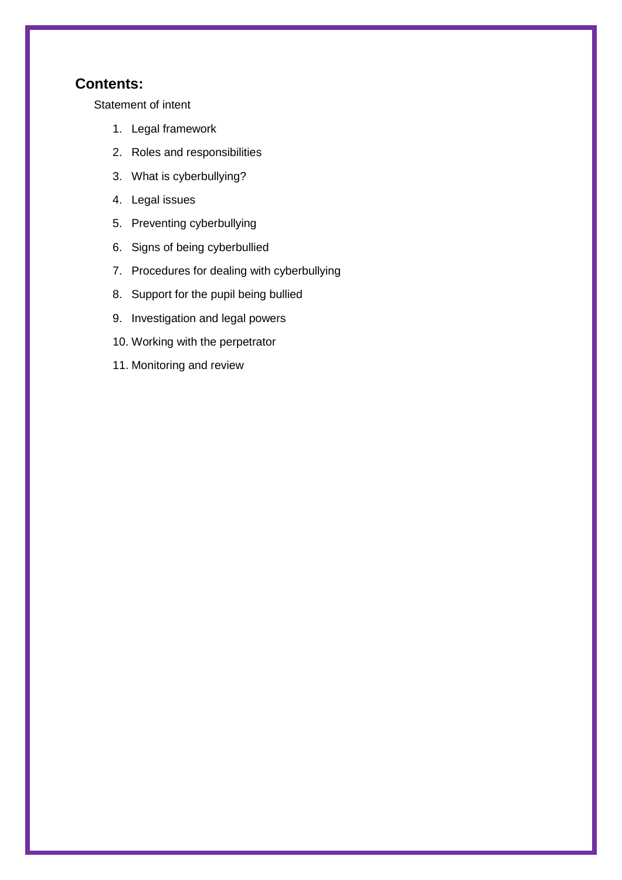## Contents:

Statement of intent

1. Legal framework
2. Roles and responsibilities
3. What is cyberbullying?
4. Legal issues
5. Preventing cyberbullying
6. Signs of being cyberbullied
7. Procedures for dealing with cyberbullying
8. Support for the pupil being bullied
9. Investigation and legal powers
10. Working with the perpetrator
11. Monitoring and review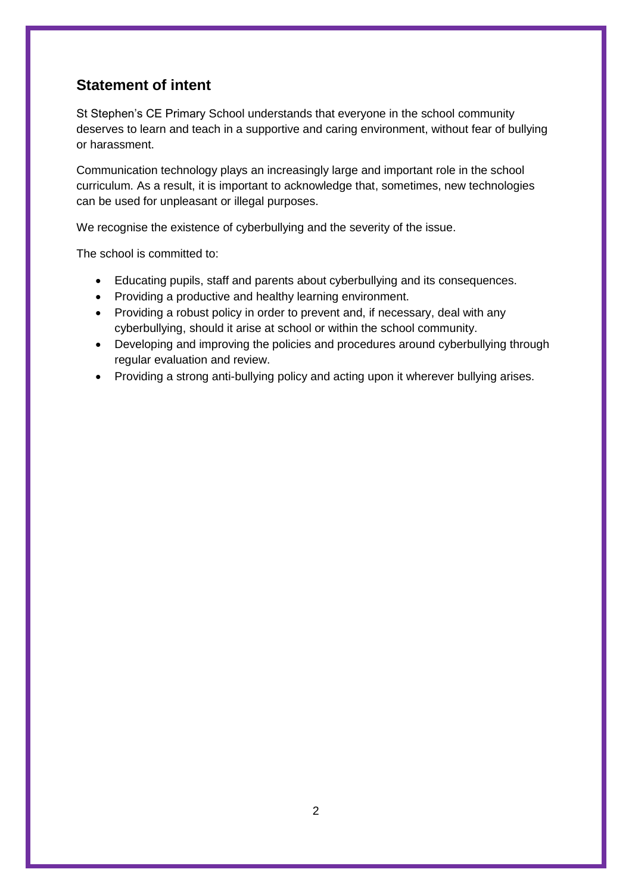## Statement of intent

St Stephen's CE Primary School understands that everyone in the school community deserves to learn and teach in a supportive and caring environment, without fear of bullying or harassment.

Communication technology plays an increasingly large and important role in the school curriculum. As a result, it is important to acknowledge that, sometimes, new technologies can be used for unpleasant or illegal purposes.

We recognise the existence of cyberbullying and the severity of the issue.

The school is committed to:

- Educating pupils, staff and parents about cyberbullying and its consequences.
- Providing a productive and healthy learning environment.
- Providing a robust policy in order to prevent and, if necessary, deal with any cyberbullying, should it arise at school or within the school community.
- Developing and improving the policies and procedures around cyberbullying through regular evaluation and review.
- Providing a strong anti-bullying policy and acting upon it wherever bullying arises.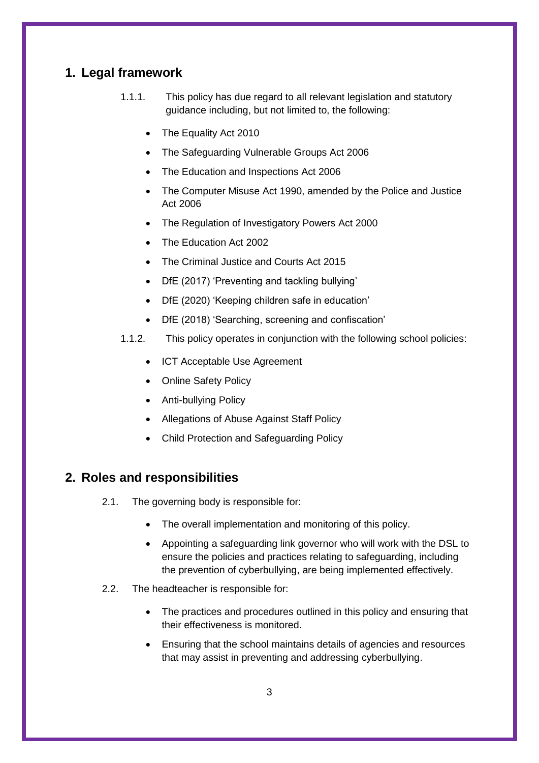## 1. Legal framework

1.1.1. This policy has due regard to all relevant legislation and statutory guidance including, but not limited to, the following:

- The Equality Act 2010
- The Safeguarding Vulnerable Groups Act 2006
- The Education and Inspections Act 2006
- The Computer Misuse Act 1990, amended by the Police and Justice Act 2006
- The Regulation of Investigatory Powers Act 2000
- The Education Act 2002
- The Criminal Justice and Courts Act 2015
- DfE (2017) 'Preventing and tackling bullying'
- DfE (2020) 'Keeping children safe in education'
- DfE (2018) 'Searching, screening and confiscation'

1.1.2. This policy operates in conjunction with the following school policies:

- ICT Acceptable Use Agreement
- Online Safety Policy
- Anti-bullying Policy
- Allegations of Abuse Against Staff Policy
- Child Protection and Safeguarding Policy

## 2. Roles and responsibilities

2.1. The governing body is responsible for:

- The overall implementation and monitoring of this policy.
- Appointing a safeguarding link governor who will work with the DSL to ensure the policies and practices relating to safeguarding, including the prevention of cyberbullying, are being implemented effectively.

2.2. The headteacher is responsible for:

- The practices and procedures outlined in this policy and ensuring that their effectiveness is monitored.
- Ensuring that the school maintains details of agencies and resources that may assist in preventing and addressing cyberbullying.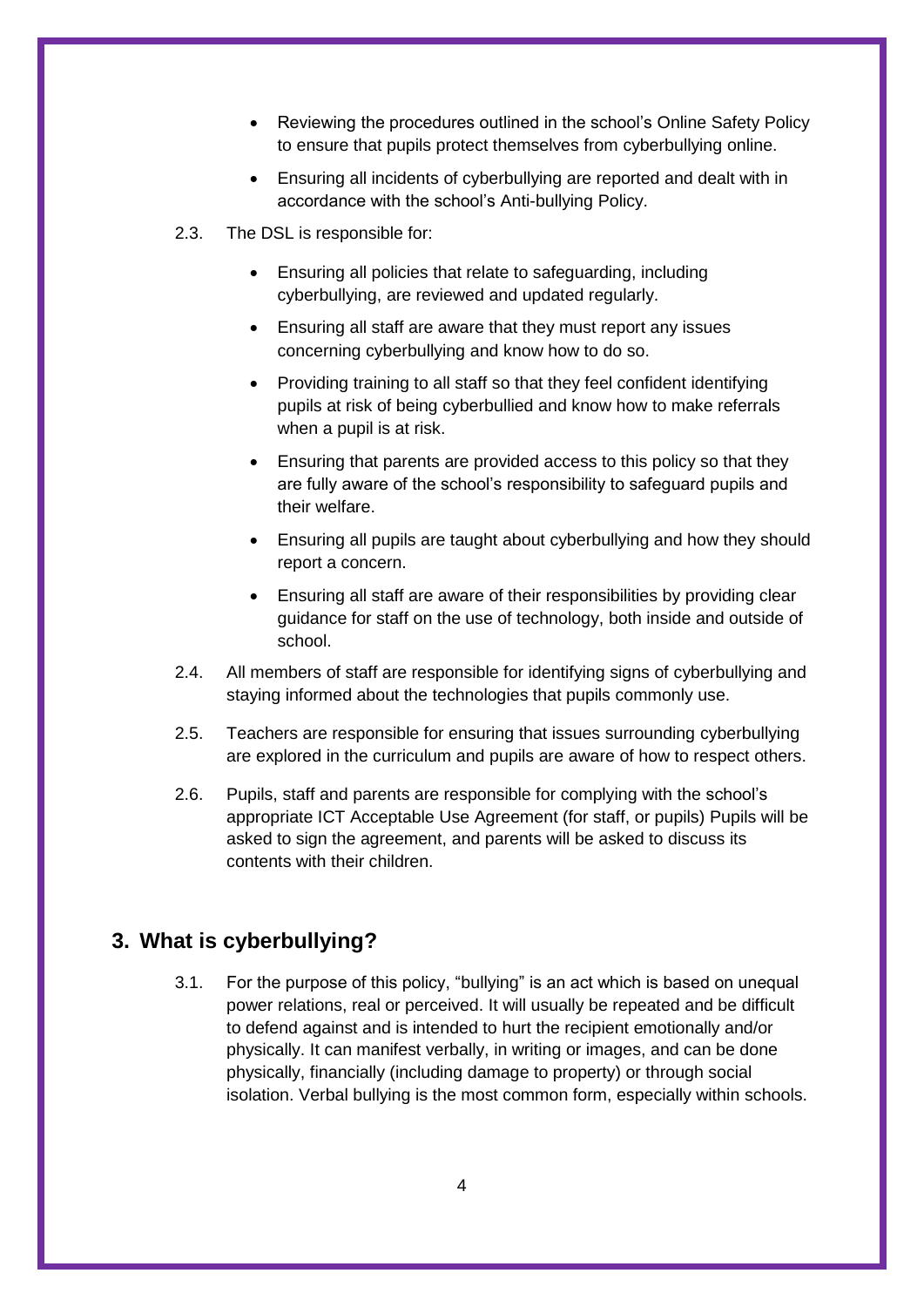- Reviewing the procedures outlined in the school's Online Safety Policy to ensure that pupils protect themselves from cyberbullying online.
- Ensuring all incidents of cyberbullying are reported and dealt with in accordance with the school's Anti-bullying Policy.

2.3. The DSL is responsible for:

- Ensuring all policies that relate to safeguarding, including cyberbullying, are reviewed and updated regularly.
- Ensuring all staff are aware that they must report any issues concerning cyberbullying and know how to do so.
- Providing training to all staff so that they feel confident identifying pupils at risk of being cyberbullied and know how to make referrals when a pupil is at risk.
- Ensuring that parents are provided access to this policy so that they are fully aware of the school's responsibility to safeguard pupils and their welfare.
- Ensuring all pupils are taught about cyberbullying and how they should report a concern.
- Ensuring all staff are aware of their responsibilities by providing clear guidance for staff on the use of technology, both inside and outside of school.

2.4. All members of staff are responsible for identifying signs of cyberbullying and staying informed about the technologies that pupils commonly use.

2.5. Teachers are responsible for ensuring that issues surrounding cyberbullying are explored in the curriculum and pupils are aware of how to respect others.

2.6. Pupils, staff and parents are responsible for complying with the school's appropriate ICT Acceptable Use Agreement (for staff, or pupils) Pupils will be asked to sign the agreement, and parents will be asked to discuss its contents with their children.

## 3. What is cyberbullying?

3.1. For the purpose of this policy, "bullying" is an act which is based on unequal power relations, real or perceived. It will usually be repeated and be difficult to defend against and is intended to hurt the recipient emotionally and/or physically. It can manifest verbally, in writing or images, and can be done physically, financially (including damage to property) or through social isolation. Verbal bullying is the most common form, especially within schools.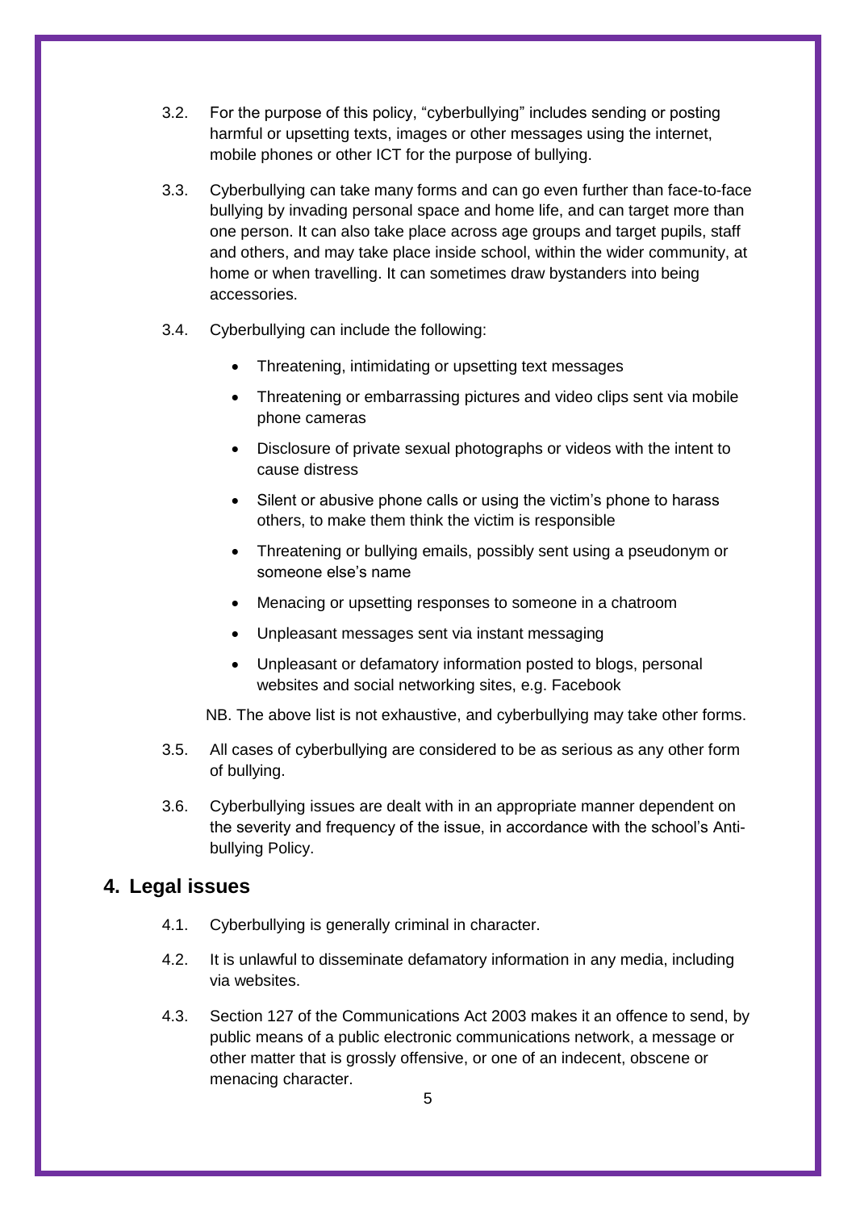3.2. For the purpose of this policy, "cyberbullying" includes sending or posting harmful or upsetting texts, images or other messages using the internet, mobile phones or other ICT for the purpose of bullying.

3.3. Cyberbullying can take many forms and can go even further than face-to-face bullying by invading personal space and home life, and can target more than one person. It can also take place across age groups and target pupils, staff and others, and may take place inside school, within the wider community, at home or when travelling. It can sometimes draw bystanders into being accessories.

3.4. Cyberbullying can include the following:

- Threatening, intimidating or upsetting text messages
- Threatening or embarrassing pictures and video clips sent via mobile phone cameras
- Disclosure of private sexual photographs or videos with the intent to cause distress
- Silent or abusive phone calls or using the victim's phone to harass others, to make them think the victim is responsible
- Threatening or bullying emails, possibly sent using a pseudonym or someone else's name
- Menacing or upsetting responses to someone in a chatroom
- Unpleasant messages sent via instant messaging
- Unpleasant or defamatory information posted to blogs, personal websites and social networking sites, e.g. Facebook

NB. The above list is not exhaustive, and cyberbullying may take other forms.

3.5. All cases of cyberbullying are considered to be as serious as any other form of bullying.

3.6. Cyberbullying issues are dealt with in an appropriate manner dependent on the severity and frequency of the issue, in accordance with the school's Anti-bullying Policy.

## 4. Legal issues

4.1. Cyberbullying is generally criminal in character.

4.2. It is unlawful to disseminate defamatory information in any media, including via websites.

4.3. Section 127 of the Communications Act 2003 makes it an offence to send, by public means of a public electronic communications network, a message or other matter that is grossly offensive, or one of an indecent, obscene or menacing character.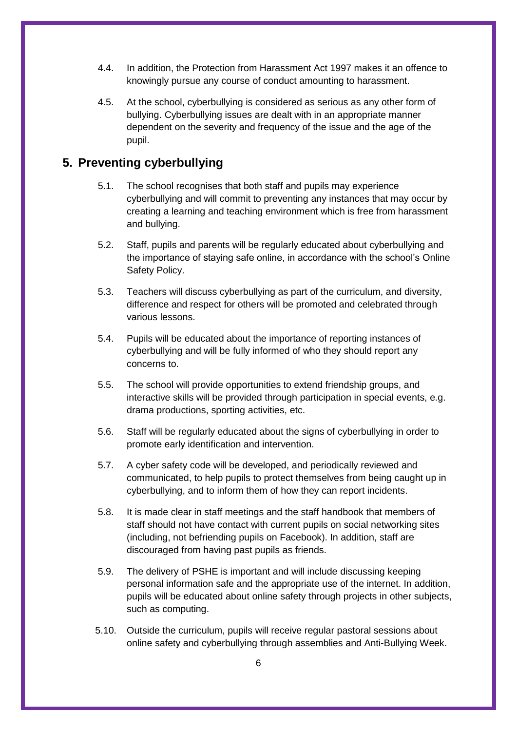4.4. In addition, the Protection from Harassment Act 1997 makes it an offence to knowingly pursue any course of conduct amounting to harassment.

4.5. At the school, cyberbullying is considered as serious as any other form of bullying. Cyberbullying issues are dealt with in an appropriate manner dependent on the severity and frequency of the issue and the age of the pupil.

## 5. Preventing cyberbullying

5.1. The school recognises that both staff and pupils may experience cyberbullying and will commit to preventing any instances that may occur by creating a learning and teaching environment which is free from harassment and bullying.

5.2. Staff, pupils and parents will be regularly educated about cyberbullying and the importance of staying safe online, in accordance with the school's Online Safety Policy.

5.3. Teachers will discuss cyberbullying as part of the curriculum, and diversity, difference and respect for others will be promoted and celebrated through various lessons.

5.4. Pupils will be educated about the importance of reporting instances of cyberbullying and will be fully informed of who they should report any concerns to.

5.5. The school will provide opportunities to extend friendship groups, and interactive skills will be provided through participation in special events, e.g. drama productions, sporting activities, etc.

5.6. Staff will be regularly educated about the signs of cyberbullying in order to promote early identification and intervention.

5.7. A cyber safety code will be developed, and periodically reviewed and communicated, to help pupils to protect themselves from being caught up in cyberbullying, and to inform them of how they can report incidents.

5.8. It is made clear in staff meetings and the staff handbook that members of staff should not have contact with current pupils on social networking sites (including, not befriending pupils on Facebook). In addition, staff are discouraged from having past pupils as friends.

5.9. The delivery of PSHE is important and will include discussing keeping personal information safe and the appropriate use of the internet. In addition, pupils will be educated about online safety through projects in other subjects, such as computing.

5.10. Outside the curriculum, pupils will receive regular pastoral sessions about online safety and cyberbullying through assemblies and Anti-Bullying Week.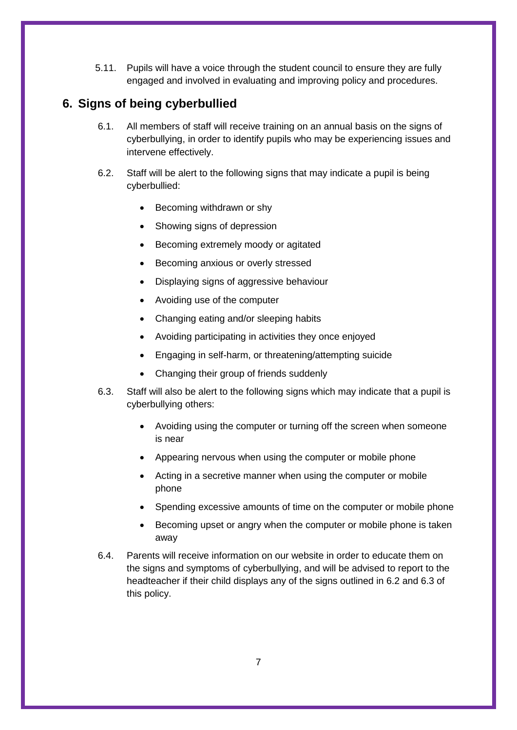5.11. Pupils will have a voice through the student council to ensure they are fully engaged and involved in evaluating and improving policy and procedures.

## 6. Signs of being cyberbullied

6.1. All members of staff will receive training on an annual basis on the signs of cyberbullying, in order to identify pupils who may be experiencing issues and intervene effectively.

6.2. Staff will be alert to the following signs that may indicate a pupil is being cyberbullied:

- Becoming withdrawn or shy
- Showing signs of depression
- Becoming extremely moody or agitated
- Becoming anxious or overly stressed
- Displaying signs of aggressive behaviour
- Avoiding use of the computer
- Changing eating and/or sleeping habits
- Avoiding participating in activities they once enjoyed
- Engaging in self-harm, or threatening/attempting suicide
- Changing their group of friends suddenly

6.3. Staff will also be alert to the following signs which may indicate that a pupil is cyberbullying others:

- Avoiding using the computer or turning off the screen when someone is near
- Appearing nervous when using the computer or mobile phone
- Acting in a secretive manner when using the computer or mobile phone
- Spending excessive amounts of time on the computer or mobile phone
- Becoming upset or angry when the computer or mobile phone is taken away

6.4. Parents will receive information on our website in order to educate them on the signs and symptoms of cyberbullying, and will be advised to report to the headteacher if their child displays any of the signs outlined in 6.2 and 6.3 of this policy.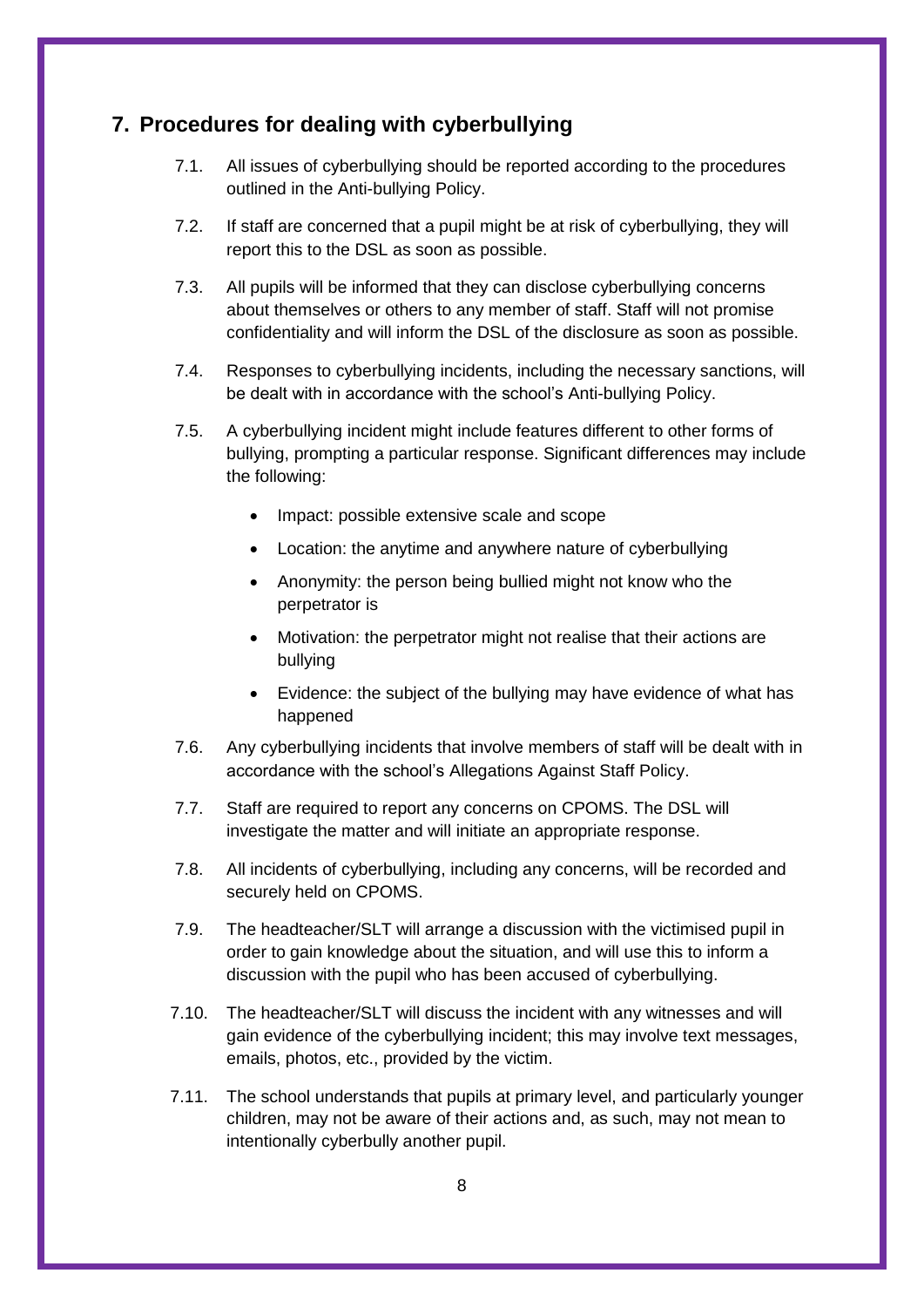## 7. Procedures for dealing with cyberbullying

7.1. All issues of cyberbullying should be reported according to the procedures outlined in the Anti-bullying Policy.

7.2. If staff are concerned that a pupil might be at risk of cyberbullying, they will report this to the DSL as soon as possible.

7.3. All pupils will be informed that they can disclose cyberbullying concerns about themselves or others to any member of staff. Staff will not promise confidentiality and will inform the DSL of the disclosure as soon as possible.

7.4. Responses to cyberbullying incidents, including the necessary sanctions, will be dealt with in accordance with the school's Anti-bullying Policy.

7.5. A cyberbullying incident might include features different to other forms of bullying, prompting a particular response. Significant differences may include the following:

- Impact: possible extensive scale and scope
- Location: the anytime and anywhere nature of cyberbullying
- Anonymity: the person being bullied might not know who the perpetrator is
- Motivation: the perpetrator might not realise that their actions are bullying
- Evidence: the subject of the bullying may have evidence of what has happened

7.6. Any cyberbullying incidents that involve members of staff will be dealt with in accordance with the school's Allegations Against Staff Policy.

7.7. Staff are required to report any concerns on CPOMS. The DSL will investigate the matter and will initiate an appropriate response.

7.8. All incidents of cyberbullying, including any concerns, will be recorded and securely held on CPOMS.

7.9. The headteacher/SLT will arrange a discussion with the victimised pupil in order to gain knowledge about the situation, and will use this to inform a discussion with the pupil who has been accused of cyberbullying.

7.10. The headteacher/SLT will discuss the incident with any witnesses and will gain evidence of the cyberbullying incident; this may involve text messages, emails, photos, etc., provided by the victim.

7.11. The school understands that pupils at primary level, and particularly younger children, may not be aware of their actions and, as such, may not mean to intentionally cyberbully another pupil.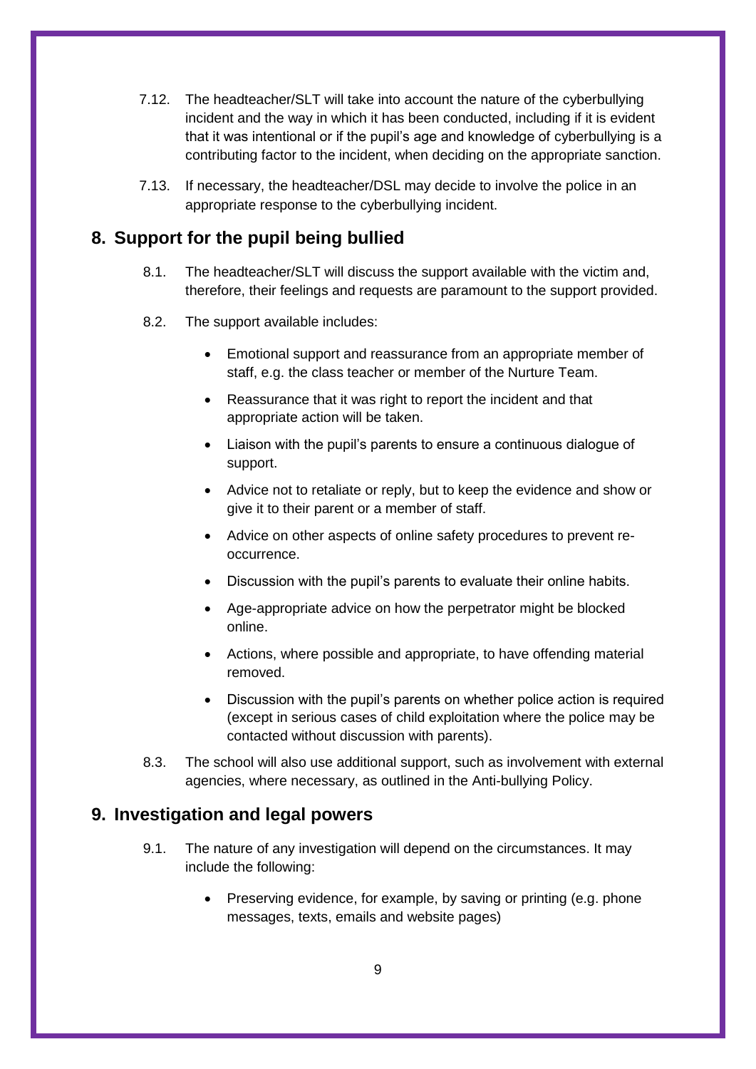7.12. The headteacher/SLT will take into account the nature of the cyberbullying incident and the way in which it has been conducted, including if it is evident that it was intentional or if the pupil's age and knowledge of cyberbullying is a contributing factor to the incident, when deciding on the appropriate sanction.

7.13. If necessary, the headteacher/DSL may decide to involve the police in an appropriate response to the cyberbullying incident.

## 8. Support for the pupil being bullied

8.1. The headteacher/SLT will discuss the support available with the victim and, therefore, their feelings and requests are paramount to the support provided.

8.2. The support available includes:

- Emotional support and reassurance from an appropriate member of staff, e.g. the class teacher or member of the Nurture Team.
- Reassurance that it was right to report the incident and that appropriate action will be taken.
- Liaison with the pupil's parents to ensure a continuous dialogue of support.
- Advice not to retaliate or reply, but to keep the evidence and show or give it to their parent or a member of staff.
- Advice on other aspects of online safety procedures to prevent re-occurrence.
- Discussion with the pupil's parents to evaluate their online habits.
- Age-appropriate advice on how the perpetrator might be blocked online.
- Actions, where possible and appropriate, to have offending material removed.
- Discussion with the pupil's parents on whether police action is required (except in serious cases of child exploitation where the police may be contacted without discussion with parents).

8.3. The school will also use additional support, such as involvement with external agencies, where necessary, as outlined in the Anti-bullying Policy.

## 9. Investigation and legal powers

9.1. The nature of any investigation will depend on the circumstances. It may include the following:

- Preserving evidence, for example, by saving or printing (e.g. phone messages, texts, emails and website pages)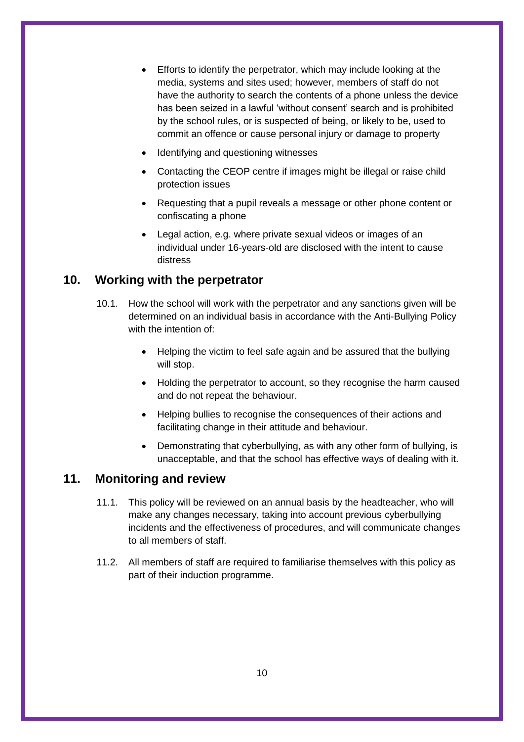- Efforts to identify the perpetrator, which may include looking at the media, systems and sites used; however, members of staff do not have the authority to search the contents of a phone unless the device has been seized in a lawful 'without consent' search and is prohibited by the school rules, or is suspected of being, or likely to be, used to commit an offence or cause personal injury or damage to property
- Identifying and questioning witnesses
- Contacting the CEOP centre if images might be illegal or raise child protection issues
- Requesting that a pupil reveals a message or other phone content or confiscating a phone
- Legal action, e.g. where private sexual videos or images of an individual under 16-years-old are disclosed with the intent to cause distress

## 10. Working with the perpetrator

10.1. How the school will work with the perpetrator and any sanctions given will be determined on an individual basis in accordance with the Anti-Bullying Policy with the intention of:

- Helping the victim to feel safe again and be assured that the bullying will stop.
- Holding the perpetrator to account, so they recognise the harm caused and do not repeat the behaviour.
- Helping bullies to recognise the consequences of their actions and facilitating change in their attitude and behaviour.
- Demonstrating that cyberbullying, as with any other form of bullying, is unacceptable, and that the school has effective ways of dealing with it.

## 11. Monitoring and review

11.1. This policy will be reviewed on an annual basis by the headteacher, who will make any changes necessary, taking into account previous cyberbullying incidents and the effectiveness of procedures, and will communicate changes to all members of staff.

11.2. All members of staff are required to familiarise themselves with this policy as part of their induction programme.